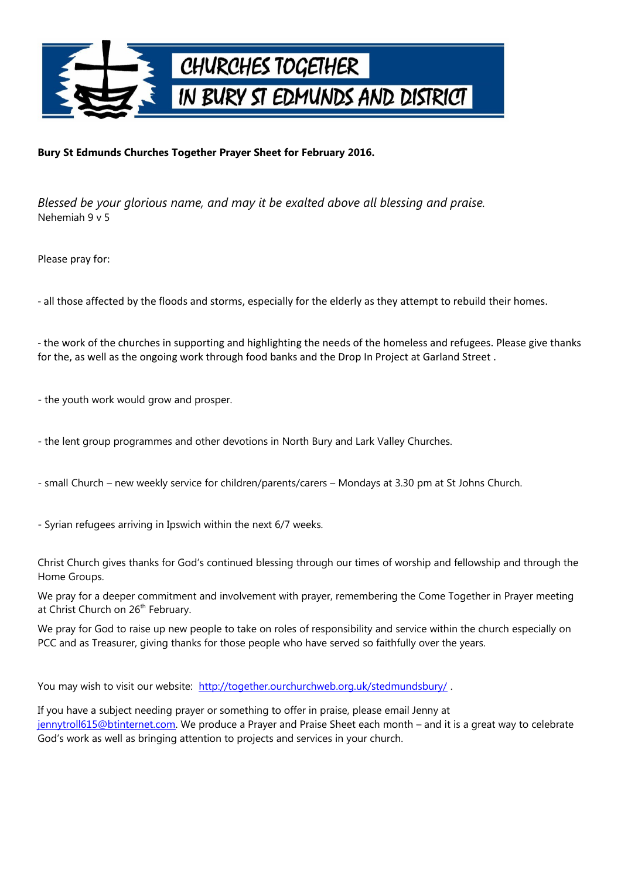CHURCHES TOGETHER
IN BURY ST EDMUNDS AND DISTRICT

**Bury St Edmunds Churches Together Prayer Sheet for February 2016.**

*Blessed be your glorious name, and may it be exalted above all blessing and praise.*
Nehemiah 9 v 5

Please pray for:

- all those affected by the floods and storms, especially for the elderly as they attempt to rebuild their homes.

- the work of the churches in supporting and highlighting the needs of the homeless and refugees. Please give thanks for the, as well as the ongoing work through food banks and the Drop In Project at Garland Street .

- the youth work would grow and prosper.

- the lent group programmes and other devotions in North Bury and Lark Valley Churches.

- small Church – new weekly service for children/parents/carers – Mondays at 3.30 pm at St Johns Church.

- Syrian refugees arriving in Ipswich within the next 6/7 weeks.

Christ Church gives thanks for God's continued blessing through our times of worship and fellowship and through the Home Groups.

We pray for a deeper commitment and involvement with prayer, remembering the Come Together in Prayer meeting at Christ Church on 26th February.

We pray for God to raise up new people to take on roles of responsibility and service within the church especially on PCC and as Treasurer, giving thanks for those people who have served so faithfully over the years.

You may wish to visit our website: http://together.ourchurchweb.org.uk/stedmundsbury/ .

If you have a subject needing prayer or something to offer in praise, please email Jenny at jennytroll615@btinternet.com. We produce a Prayer and Praise Sheet each month – and it is a great way to celebrate God's work as well as bringing attention to projects and services in your church.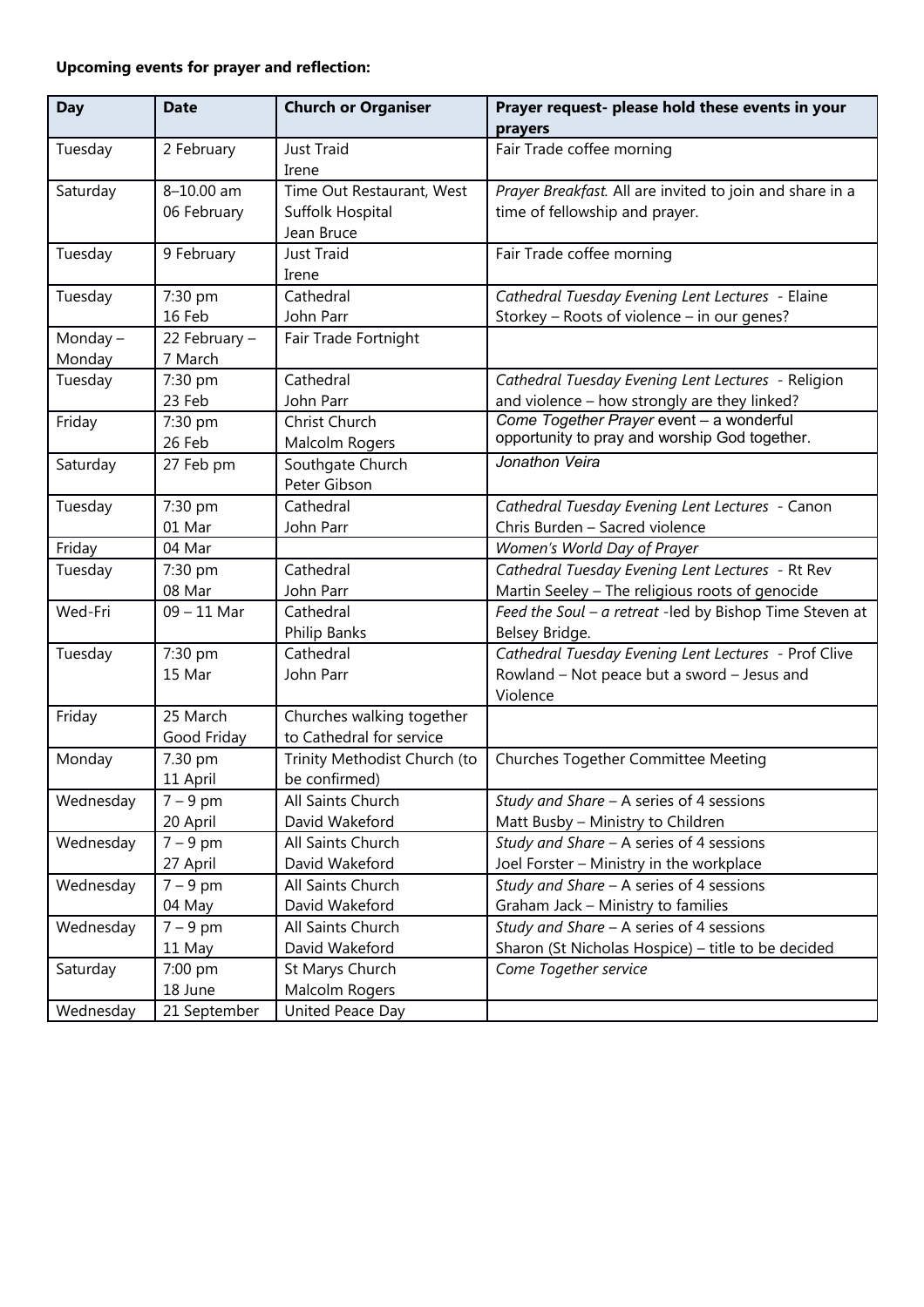**Upcoming events for prayer and reflection:**

| Day | Date | Church or Organiser | Prayer request- please hold these events in your prayers |
|---|---|---|---|
| Tuesday | 2 February | Just Traid<br>Irene | Fair Trade coffee morning |
| Saturday | 8–10.00 am<br>06 February | Time Out Restaurant, West Suffolk Hospital<br>Jean Bruce | *Prayer Breakfast.* All are invited to join and share in a time of fellowship and prayer. |
| Tuesday | 9 February | Just Traid<br>Irene | Fair Trade coffee morning |
| Tuesday | 7:30 pm<br>16 Feb | Cathedral<br>John Parr | *Cathedral Tuesday Evening Lent Lectures* - Elaine Storkey – Roots of violence – in our genes? |
| Monday – Monday | 22 February – 7 March | Fair Trade Fortnight | |
| Tuesday | 7:30 pm<br>23 Feb | Cathedral<br>John Parr | *Cathedral Tuesday Evening Lent Lectures* - Religion and violence – how strongly are they linked? |
| Friday | 7:30 pm<br>26 Feb | Christ Church<br>Malcolm Rogers | *Come Together Prayer* event – a wonderful opportunity to pray and worship God together. |
| Saturday | 27 Feb pm | Southgate Church<br>Peter Gibson | *Jonathon Veira* |
| Tuesday | 7:30 pm<br>01 Mar | Cathedral<br>John Parr | *Cathedral Tuesday Evening Lent Lectures* - Canon Chris Burden – Sacred violence |
| Friday | 04 Mar | | *Women's World Day of Prayer* |
| Tuesday | 7:30 pm<br>08 Mar | Cathedral<br>John Parr | *Cathedral Tuesday Evening Lent Lectures* - Rt Rev Martin Seeley – The religious roots of genocide |
| Wed-Fri | 09 – 11 Mar | Cathedral<br>Philip Banks | *Feed the Soul – a retreat* -led by Bishop Time Steven at Belsey Bridge. |
| Tuesday | 7:30 pm<br>15 Mar | Cathedral<br>John Parr | *Cathedral Tuesday Evening Lent Lectures* - Prof Clive Rowland – Not peace but a sword – Jesus and Violence |
| Friday | 25 March<br>Good Friday | Churches walking together to Cathedral for service | |
| Monday | 7.30 pm<br>11 April | Trinity Methodist Church (to be confirmed) | Churches Together Committee Meeting |
| Wednesday | 7 – 9 pm<br>20 April | All Saints Church<br>David Wakeford | *Study and Share* – A series of 4 sessions<br>Matt Busby – Ministry to Children |
| Wednesday | 7 – 9 pm<br>27 April | All Saints Church<br>David Wakeford | *Study and Share* – A series of 4 sessions<br>Joel Forster – Ministry in the workplace |
| Wednesday | 7 – 9 pm<br>04 May | All Saints Church<br>David Wakeford | *Study and Share* – A series of 4 sessions<br>Graham Jack – Ministry to families |
| Wednesday | 7 – 9 pm<br>11 May | All Saints Church<br>David Wakeford | *Study and Share* – A series of 4 sessions<br>Sharon (St Nicholas Hospice) – title to be decided |
| Saturday | 7:00 pm<br>18 June | St Marys Church<br>Malcolm Rogers | *Come Together service* |
| Wednesday | 21 September | United Peace Day | |